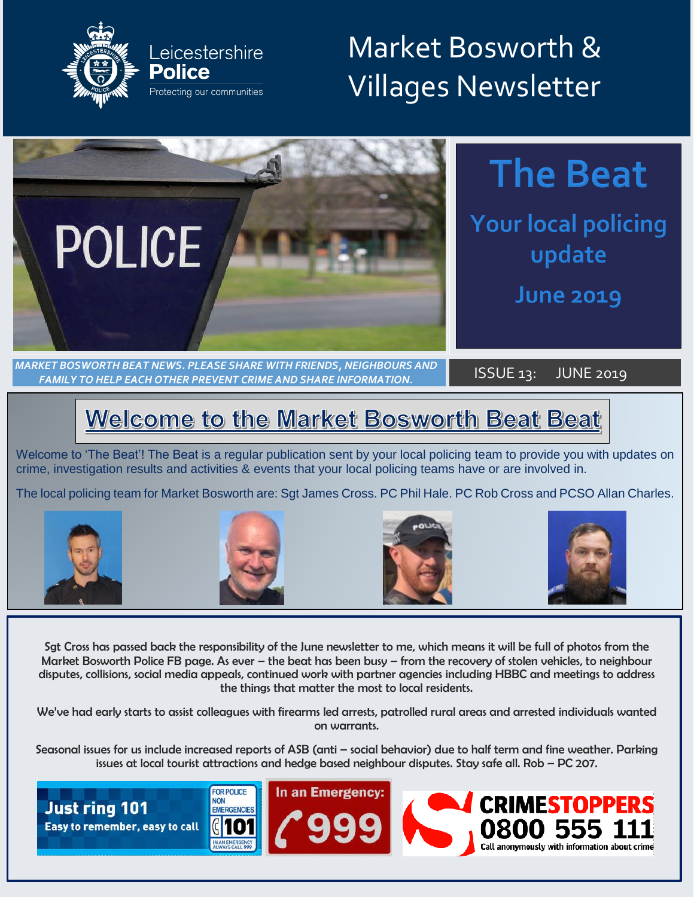Leicestershire **Police**

Protecting our communities

# Market Bosworth & Villages Newsletter

POLICE

# The Beat

## Your local policing update

## June 2019

*MARKET BOSWORTH BEAT NEWS. PLEASE SHARE WITH FRIENDS, NEIGHBOURS AND FAMILY TO HELP EACH OTHER PREVENT CRIME AND SHARE INFORMATION.*

ISSUE 13: JUNE 2019

## Welcome to the Market Bosworth Beat Beat

Welcome to 'The Beat'! The Beat is a regular publication sent by your local policing team to provide you with updates on crime, investigation results and activities & events that your local policing teams have or are involved in.

The local policing team for Market Bosworth are: Sgt James Cross. PC Phil Hale. PC Rob Cross and PCSO Allan Charles.

Sgt Cross has passed back the responsibility of the June newsletter to me, which means it will be full of photos from the Market Bosworth Police FB page. As ever – the beat has been busy – from the recovery of stolen vehicles, to neighbour disputes, collisions, social media appeals, continued work with partner agencies including HBBC and meetings to address the things that matter the most to local residents.

We've had early starts to assist colleagues with firearms led arrests, patrolled rural areas and arrested individuals wanted on warrants.

Seasonal issues for us include increased reports of ASB (anti – social behavior) due to half term and fine weather. Parking issues at local tourist attractions and hedge based neighbour disputes. Stay safe all. Rob – PC 207.

**Just ring 101** Easy to remember, easy to call — FOR POLICE NON EMERGENCIES 101 — IN AN EMERGENCY ALWAYS CALL 999

**In an Emergency: 999**

**CRIMESTOPPERS 0800 555 111** Call anonymously with information about crime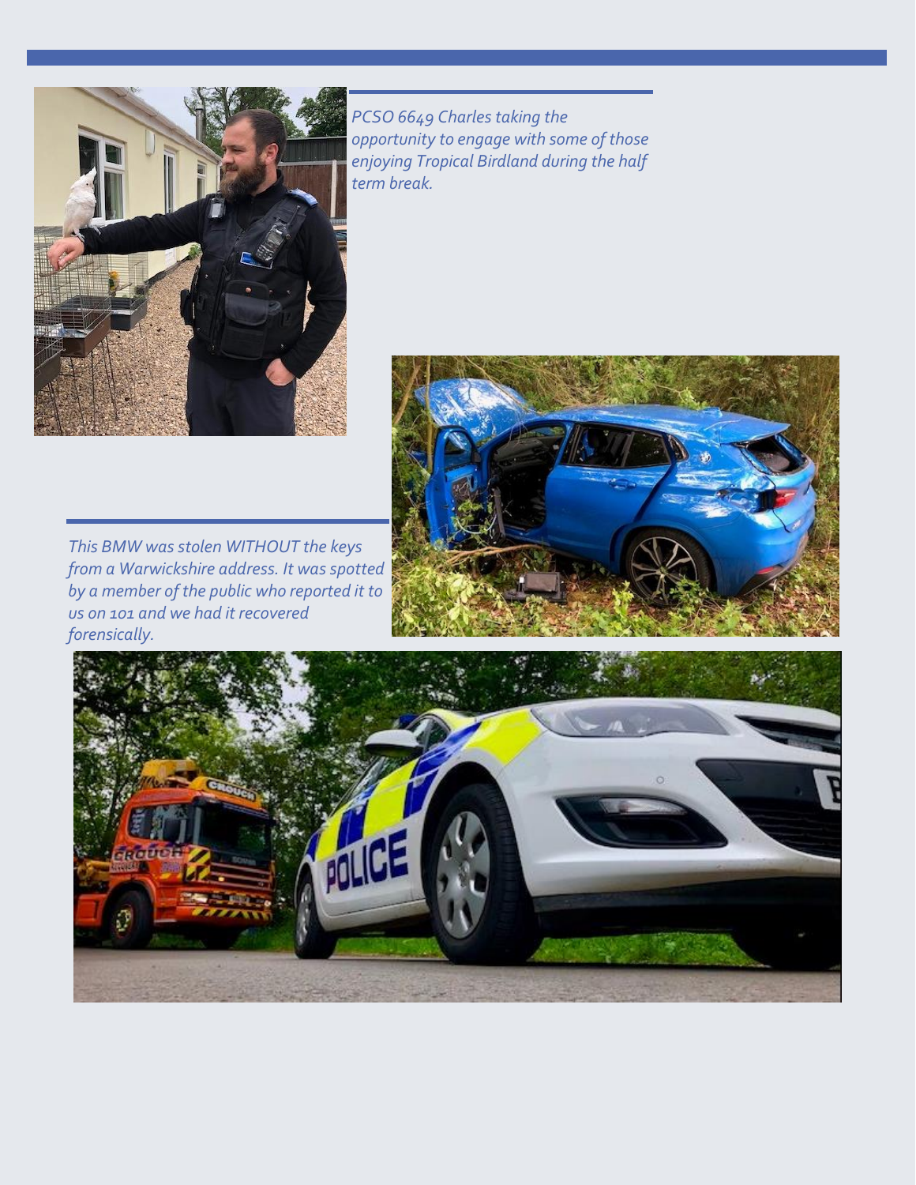*PCSO 6649 Charles taking the opportunity to engage with some of those enjoying Tropical Birdland during the half term break.*

*This BMW was stolen WITHOUT the keys from a Warwickshire address. It was spotted by a member of the public who reported it to us on 101 and we had it recovered forensically.*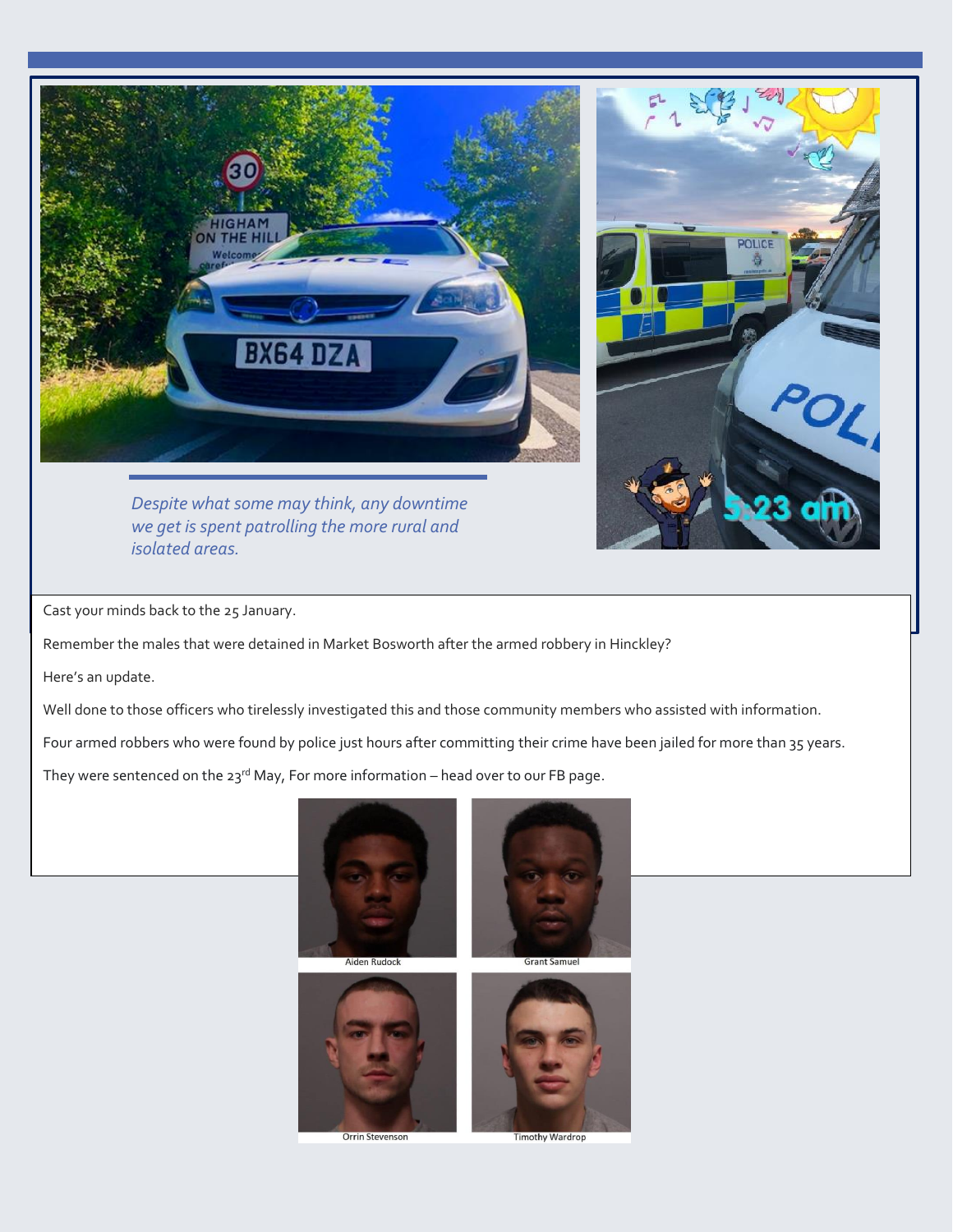*Despite what some may think, any downtime we get is spent patrolling the more rural and isolated areas.*

Cast your minds back to the 25 January.

Remember the males that were detained in Market Bosworth after the armed robbery in Hinckley?

Here's an update.

Well done to those officers who tirelessly investigated this and those community members who assisted with information.

Four armed robbers who were found by police just hours after committing their crime have been jailed for more than 35 years.

They were sentenced on the 23rd May, For more information – head over to our FB page.

Aiden Rudock

Grant Samuel

Orrin Stevenson

Timothy Wardrop